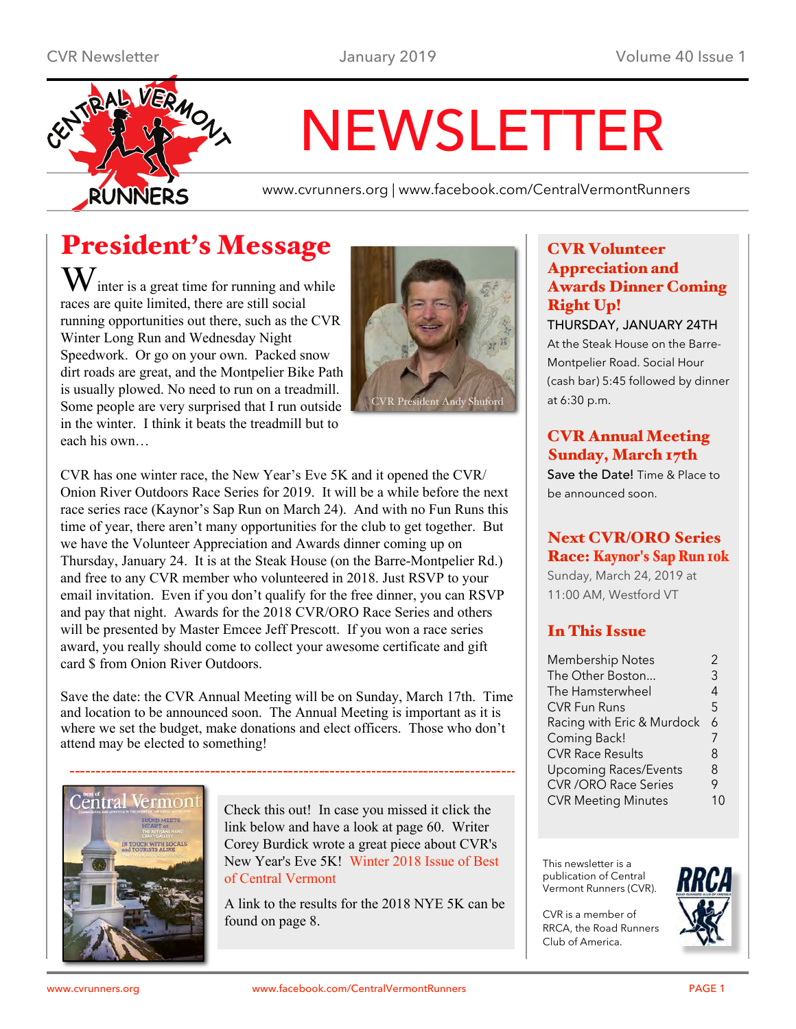# NEWSLETTER

www.cvrunners.org | www.facebook.com/CentralVermontRunners

## President's Message

Winter is a great time for running and while races are quite limited, there are still social running opportunities out there, such as the CVR Winter Long Run and Wednesday Night Speedwork. Or go on your own. Packed snow dirt roads are great, and the Montpelier Bike Path is usually plowed. No need to run on a treadmill. Some people are very surprised that I run outside in the winter. I think it beats the treadmill but to each his own…

CVR President Andy Shuford

CVR has one winter race, the New Year's Eve 5K and it opened the CVR/Onion River Outdoors Race Series for 2019. It will be a while before the next race series race (Kaynor's Sap Run on March 24). And with no Fun Runs this time of year, there aren't many opportunities for the club to get together. But we have the Volunteer Appreciation and Awards dinner coming up on Thursday, January 24. It is at the Steak House (on the Barre-Montpelier Rd.) and free to any CVR member who volunteered in 2018. Just RSVP to your email invitation. Even if you don't qualify for the free dinner, you can RSVP and pay that night. Awards for the 2018 CVR/ORO Race Series and others will be presented by Master Emcee Jeff Prescott. If you won a race series award, you really should come to collect your awesome certificate and gift card $ from Onion River Outdoors.

Save the date: the CVR Annual Meeting will be on Sunday, March 17th. Time and location to be announced soon. The Annual Meeting is important as it is where we set the budget, make donations and elect officers. Those who don't attend may be elected to something!

---

Check this out! In case you missed it click the link below and have a look at page 60. Writer Corey Burdick wrote a great piece about CVR's New Year's Eve 5K! Winter 2018 Issue of Best of Central Vermont

A link to the results for the 2018 NYE 5K can be found on page 8.

### CVR Volunteer Appreciation and Awards Dinner Coming Right Up!

THURSDAY, JANUARY 24TH

At the Steak House on the Barre-Montpelier Road. Social Hour (cash bar) 5:45 followed by dinner at 6:30 p.m.

### CVR Annual Meeting Sunday, March 17th

Save the Date! Time & Place to be announced soon.

### Next CVR/ORO Series Race: Kaynor's Sap Run 10k

Sunday, March 24, 2019 at 11:00 AM, Westford VT

### In This Issue

| | |
|---|---|
| Membership Notes | 2 |
| The Other Boston... | 3 |
| The Hamsterwheel | 4 |
| CVR Fun Runs | 5 |
| Racing with Eric & Murdock | 6 |
| Coming Back! | 7 |
| CVR Race Results | 8 |
| Upcoming Races/Events | 8 |
| CVR /ORO Race Series | 9 |
| CVR Meeting Minutes | 10 |

This newsletter is a publication of Central Vermont Runners (CVR).

CVR is a member of RRCA, the Road Runners Club of America.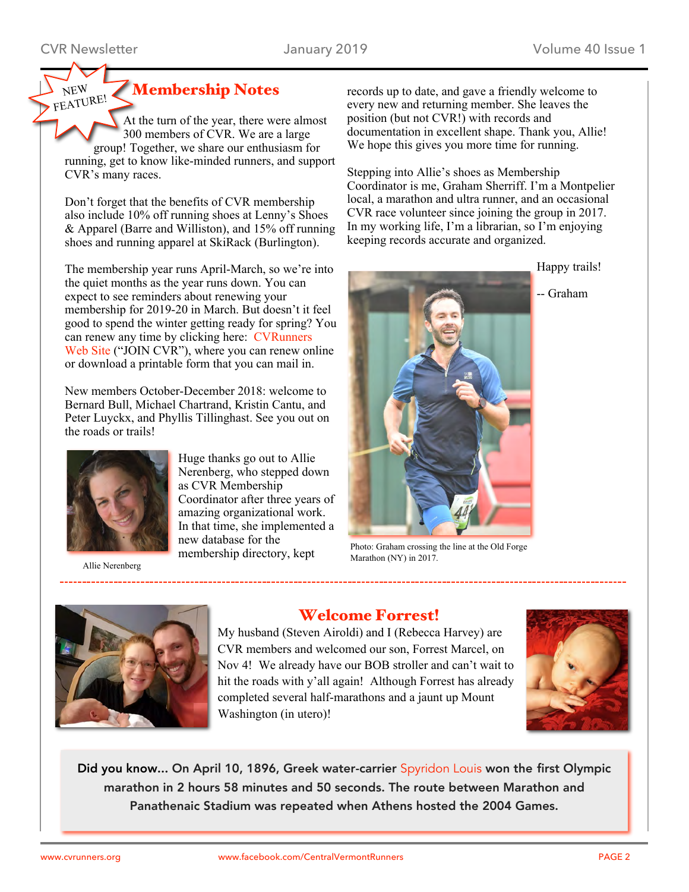NEW FEATURE!

## Membership Notes

At the turn of the year, there were almost 300 members of CVR. We are a large group! Together, we share our enthusiasm for running, get to know like-minded runners, and support CVR's many races.

Don't forget that the benefits of CVR membership also include 10% off running shoes at Lenny's Shoes & Apparel (Barre and Williston), and 15% off running shoes and running apparel at SkiRack (Burlington).

The membership year runs April-March, so we're into the quiet months as the year runs down. You can expect to see reminders about renewing your membership for 2019-20 in March. But doesn't it feel good to spend the winter getting ready for spring? You can renew any time by clicking here: CVRunners Web Site ("JOIN CVR"), where you can renew online or download a printable form that you can mail in.

New members October-December 2018: welcome to Bernard Bull, Michael Chartrand, Kristin Cantu, and Peter Luyckx, and Phyllis Tillinghast. See you out on the roads or trails!

Allie Nerenberg

Huge thanks go out to Allie Nerenberg, who stepped down as CVR Membership Coordinator after three years of amazing organizational work. In that time, she implemented a new database for the membership directory, kept records up to date, and gave a friendly welcome to every new and returning member. She leaves the position (but not CVR!) with records and documentation in excellent shape. Thank you, Allie! We hope this gives you more time for running.

Stepping into Allie's shoes as Membership Coordinator is me, Graham Sherriff. I'm a Montpelier local, a marathon and ultra runner, and an occasional CVR race volunteer since joining the group in 2017. In my working life, I'm a librarian, so I'm enjoying keeping records accurate and organized.

Happy trails!

-- Graham

Photo: Graham crossing the line at the Old Forge Marathon (NY) in 2017.

---

## Welcome Forrest!

My husband (Steven Airoldi) and I (Rebecca Harvey) are CVR members and welcomed our son, Forrest Marcel, on Nov 4! We already have our BOB stroller and can't wait to hit the roads with y'all again! Although Forrest has already completed several half-marathons and a jaunt up Mount Washington (in utero)!

**Did you know... On April 10, 1896, Greek water-carrier Spyridon Louis won the first Olympic marathon in 2 hours 58 minutes and 50 seconds. The route between Marathon and Panathenaic Stadium was repeated when Athens hosted the 2004 Games.**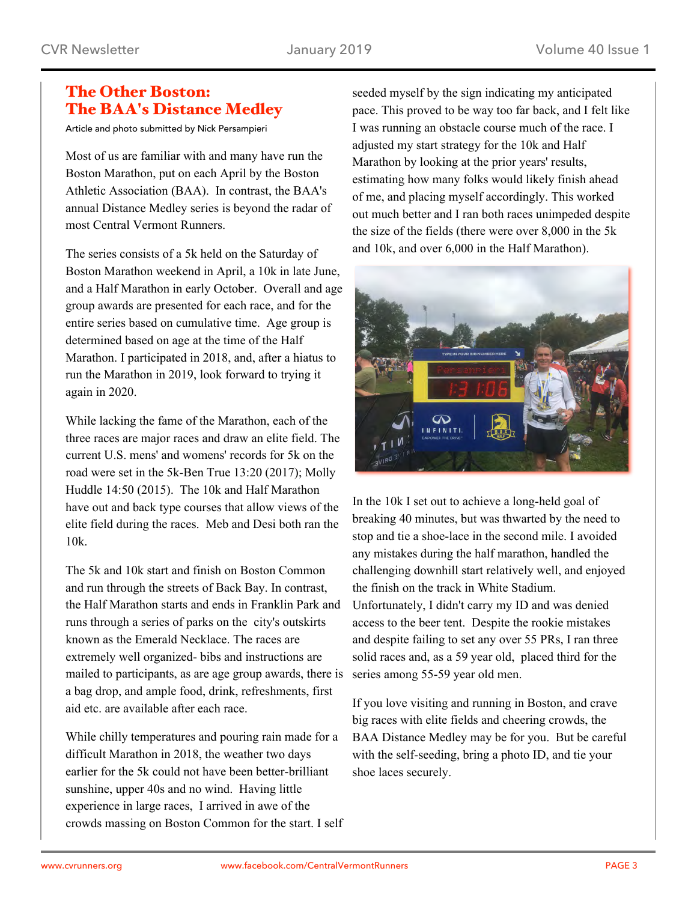# The Other Boston: The BAA's Distance Medley

Article and photo submitted by Nick Persampieri

Most of us are familiar with and many have run the Boston Marathon, put on each April by the Boston Athletic Association (BAA). In contrast, the BAA's annual Distance Medley series is beyond the radar of most Central Vermont Runners.

The series consists of a 5k held on the Saturday of Boston Marathon weekend in April, a 10k in late June, and a Half Marathon in early October. Overall and age group awards are presented for each race, and for the entire series based on cumulative time. Age group is determined based on age at the time of the Half Marathon. I participated in 2018, and, after a hiatus to run the Marathon in 2019, look forward to trying it again in 2020.

While lacking the fame of the Marathon, each of the three races are major races and draw an elite field. The current U.S. mens' and womens' records for 5k on the road were set in the 5k-Ben True 13:20 (2017); Molly Huddle 14:50 (2015). The 10k and Half Marathon have out and back type courses that allow views of the elite field during the races. Meb and Desi both ran the 10k.

The 5k and 10k start and finish on Boston Common and run through the streets of Back Bay. In contrast, the Half Marathon starts and ends in Franklin Park and runs through a series of parks on the city's outskirts known as the Emerald Necklace. The races are extremely well organized- bibs and instructions are mailed to participants, as are age group awards, there is a bag drop, and ample food, drink, refreshments, first aid etc. are available after each race.

While chilly temperatures and pouring rain made for a difficult Marathon in 2018, the weather two days earlier for the 5k could not have been better-brilliant sunshine, upper 40s and no wind. Having little experience in large races, I arrived in awe of the crowds massing on Boston Common for the start. I self seeded myself by the sign indicating my anticipated pace. This proved to be way too far back, and I felt like I was running an obstacle course much of the race. I adjusted my start strategy for the 10k and Half Marathon by looking at the prior years' results, estimating how many folks would likely finish ahead of me, and placing myself accordingly. This worked out much better and I ran both races unimpeded despite the size of the fields (there were over 8,000 in the 5k and 10k, and over 6,000 in the Half Marathon).

In the 10k I set out to achieve a long-held goal of breaking 40 minutes, but was thwarted by the need to stop and tie a shoe-lace in the second mile. I avoided any mistakes during the half marathon, handled the challenging downhill start relatively well, and enjoyed the finish on the track in White Stadium. Unfortunately, I didn't carry my ID and was denied access to the beer tent. Despite the rookie mistakes and despite failing to set any over 55 PRs, I ran three solid races and, as a 59 year old, placed third for the series among 55-59 year old men.

If you love visiting and running in Boston, and crave big races with elite fields and cheering crowds, the BAA Distance Medley may be for you. But be careful with the self-seeding, bring a photo ID, and tie your shoe laces securely.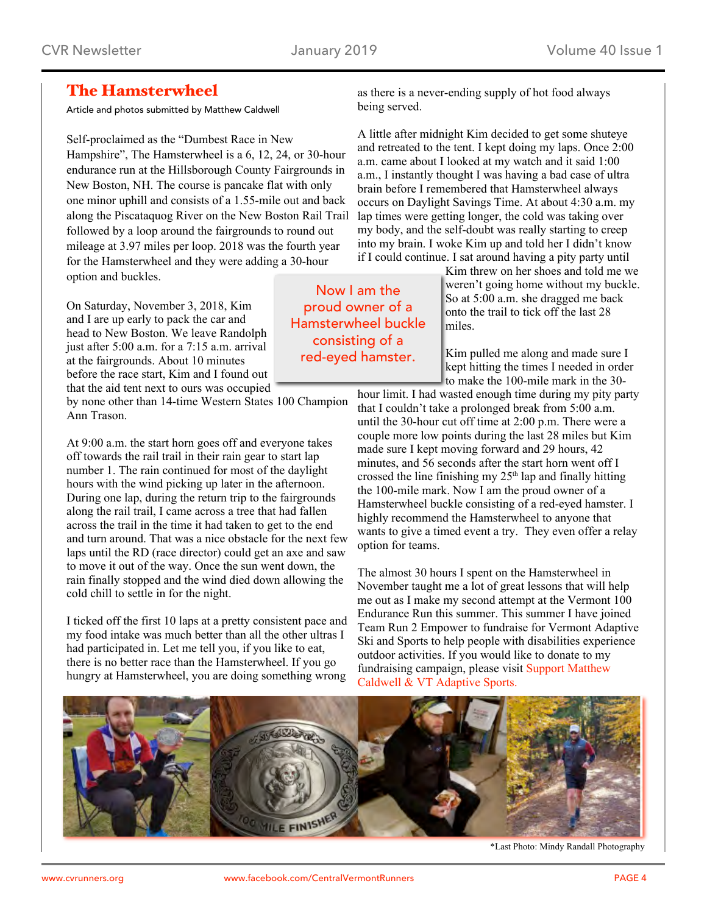## The Hamsterwheel

Article and photos submitted by Matthew Caldwell

Self-proclaimed as the "Dumbest Race in New Hampshire", The Hamsterwheel is a 6, 12, 24, or 30-hour endurance run at the Hillsborough County Fairgrounds in New Boston, NH. The course is pancake flat with only one minor uphill and consists of a 1.55-mile out and back along the Piscataquog River on the New Boston Rail Trail followed by a loop around the fairgrounds to round out mileage at 3.97 miles per loop. 2018 was the fourth year for the Hamsterwheel and they were adding a 30-hour option and buckles.

On Saturday, November 3, 2018, Kim and I are up early to pack the car and head to New Boston. We leave Randolph just after 5:00 a.m. for a 7:15 a.m. arrival at the fairgrounds. About 10 minutes before the race start, Kim and I found out that the aid tent next to ours was occupied by none other than 14-time Western States 100 Champion Ann Trason.

At 9:00 a.m. the start horn goes off and everyone takes off towards the rail trail in their rain gear to start lap number 1. The rain continued for most of the daylight hours with the wind picking up later in the afternoon. During one lap, during the return trip to the fairgrounds along the rail trail, I came across a tree that had fallen across the trail in the time it had taken to get to the end and turn around. That was a nice obstacle for the next few laps until the RD (race director) could get an axe and saw to move it out of the way. Once the sun went down, the rain finally stopped and the wind died down allowing the cold chill to settle in for the night.

I ticked off the first 10 laps at a pretty consistent pace and my food intake was much better than all the other ultras I had participated in. Let me tell you, if you like to eat, there is no better race than the Hamsterwheel. If you go hungry at Hamsterwheel, you are doing something wrong as there is a never-ending supply of hot food always being served.

A little after midnight Kim decided to get some shuteye and retreated to the tent. I kept doing my laps. Once 2:00 a.m. came about I looked at my watch and it said 1:00 a.m., I instantly thought I was having a bad case of ultra brain before I remembered that Hamsterwheel always occurs on Daylight Savings Time. At about 4:30 a.m. my lap times were getting longer, the cold was taking over my body, and the self-doubt was really starting to creep into my brain. I woke Kim up and told her I didn't know if I could continue. I sat around having a pity party until Kim threw on her shoes and told me we weren't going home without my buckle. So at 5:00 a.m. she dragged me back onto the trail to tick off the last 28 miles.

> Now I am the proud owner of a Hamsterwheel buckle consisting of a red-eyed hamster.

Kim pulled me along and made sure I kept hitting the times I needed in order to make the 100-mile mark in the 30-hour limit. I had wasted enough time during my pity party that I couldn't take a prolonged break from 5:00 a.m. until the 30-hour cut off time at 2:00 p.m. There were a couple more low points during the last 28 miles but Kim made sure I kept moving forward and 29 hours, 42 minutes, and 56 seconds after the start horn went off I crossed the line finishing my 25th lap and finally hitting the 100-mile mark. Now I am the proud owner of a Hamsterwheel buckle consisting of a red-eyed hamster. I highly recommend the Hamsterwheel to anyone that wants to give a timed event a try. They even offer a relay option for teams.

The almost 30 hours I spent on the Hamsterwheel in November taught me a lot of great lessons that will help me out as I make my second attempt at the Vermont 100 Endurance Run this summer. This summer I have joined Team Run 2 Empower to fundraise for Vermont Adaptive Ski and Sports to help people with disabilities experience outdoor activities. If you would like to donate to my fundraising campaign, please visit Support Matthew Caldwell & VT Adaptive Sports.

*Last Photo: Mindy Randall Photography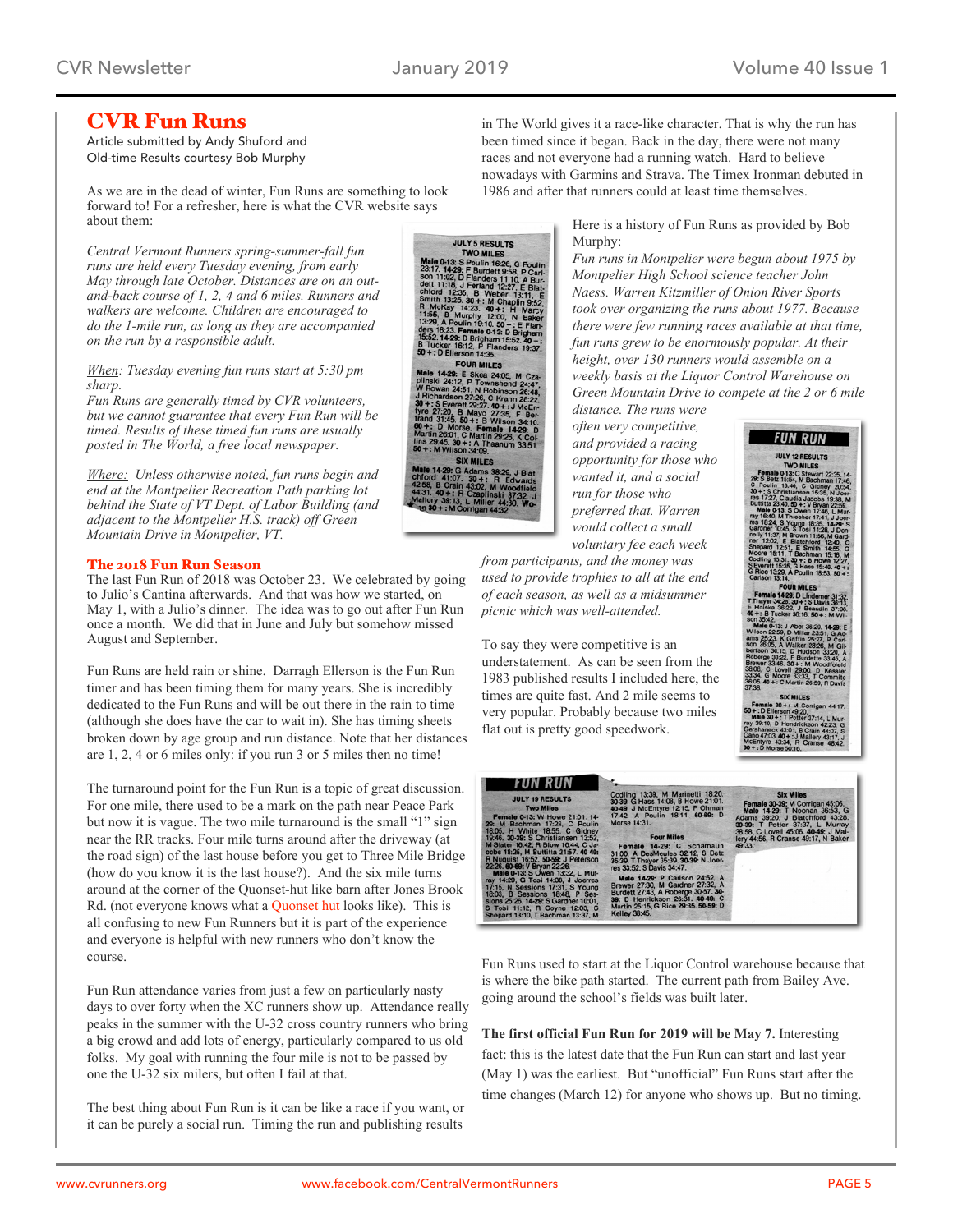# CVR Fun Runs

Article submitted by Andy Shuford and
Old-time Results courtesy Bob Murphy

As we are in the dead of winter, Fun Runs are something to look forward to! For a refresher, here is what the CVR website says about them:

*Central Vermont Runners spring-summer-fall fun runs are held every Tuesday evening, from early May through late October. Distances are on an out-and-back course of 1, 2, 4 and 6 miles. Runners and walkers are welcome. Children are encouraged to do the 1-mile run, as long as they are accompanied on the run by a responsible adult.*

*When: Tuesday evening fun runs start at 5:30 pm sharp.*
*Fun Runs are generally timed by CVR volunteers, but we cannot guarantee that every Fun Run will be timed. Results of these timed fun runs are usually posted in The World, a free local newspaper.*

*Where: Unless otherwise noted, fun runs begin and end at the Montpelier Recreation Park parking lot behind the State of VT Dept. of Labor Building (and adjacent to the Montpelier H.S. track) off Green Mountain Drive in Montpelier, VT.*

## The 2018 Fun Run Season

The last Fun Run of 2018 was October 23. We celebrated by going to Julio's Cantina afterwards. And that was how we started, on May 1, with a Julio's dinner. The idea was to go out after Fun Run once a month. We did that in June and July but somehow missed August and September.

Fun Runs are held rain or shine. Darragh Ellerson is the Fun Run timer and has been timing them for many years. She is incredibly dedicated to the Fun Runs and will be out there in the rain to time (although she does have the car to wait in). She has timing sheets broken down by age group and run distance. Note that her distances are 1, 2, 4 or 6 miles only: if you run 3 or 5 miles then no time!

The turnaround point for the Fun Run is a topic of great discussion. For one mile, there used to be a mark on the path near Peace Park but now it is vague. The two mile turnaround is the small "1" sign near the RR tracks. Four mile turns around after the driveway (at the road sign) of the last house before you get to Three Mile Bridge (how do you know it is the last house?). And the six mile turns around at the corner of the Quonset-hut like barn after Jones Brook Rd. (not everyone knows what a Quonset hut looks like). This is all confusing to new Fun Runners but it is part of the experience and everyone is helpful with new runners who don't know the course.

Fun Run attendance varies from just a few on particularly nasty days to over forty when the XC runners show up. Attendance really peaks in the summer with the U-32 cross country runners who bring a big crowd and add lots of energy, particularly compared to us old folks. My goal with running the four mile is not to be passed by one the U-32 six milers, but often I fail at that.

The best thing about Fun Run is it can be like a race if you want, or it can be purely a social run. Timing the run and publishing results in The World gives it a race-like character. That is why the run has been timed since it began. Back in the day, there were not many races and not everyone had a running watch. Hard to believe nowadays with Garmins and Strava. The Timex Ironman debuted in 1986 and after that runners could at least time themselves.

Here is a history of Fun Runs as provided by Bob Murphy:

*Fun runs in Montpelier were begun about 1975 by Montpelier High School science teacher John Naess. Warren Kitzmiller of Onion River Sports took over organizing the runs about 1977. Because there were few running races available at that time, fun runs grew to be enormously popular. At their height, over 130 runners would assemble on a weekly basis at the Liquor Control Warehouse on Green Mountain Drive to compete at the 2 or 6 mile distance. The runs were often very competitive, and provided a racing opportunity for those who wanted it, and a social run for those who preferred that. Warren would collect a small voluntary fee each week from participants, and the money was used to provide trophies to all at the end of each season, as well as a midsummer picnic which was well-attended.*

To say they were competitive is an understatement. As can be seen from the 1983 published results I included here, the times are quite fast. And 2 mile seems to very popular. Probably because two miles flat out is pretty good speedwork.

Fun Runs used to start at the Liquor Control warehouse because that is where the bike path started. The current path from Bailey Ave. going around the school's fields was built later.

**The first official Fun Run for 2019 will be May 7.** Interesting fact: this is the latest date that the Fun Run can start and last year (May 1) was the earliest. But "unofficial" Fun Runs start after the time changes (March 12) for anyone who shows up. But no timing.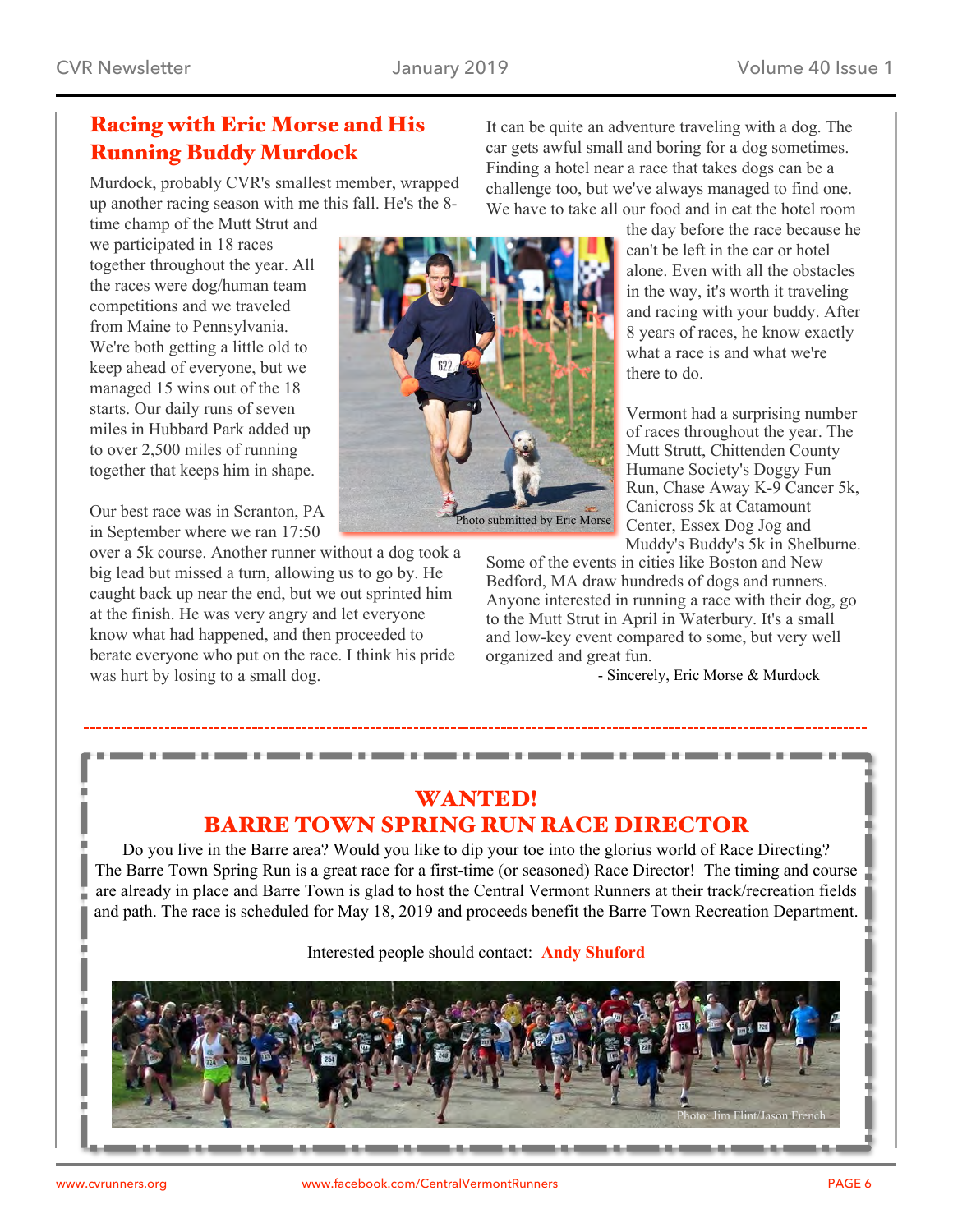## Racing with Eric Morse and His Running Buddy Murdock

Murdock, probably CVR's smallest member, wrapped up another racing season with me this fall. He's the 8-time champ of the Mutt Strut and we participated in 18 races together throughout the year. All the races were dog/human team competitions and we traveled from Maine to Pennsylvania. We're both getting a little old to keep ahead of everyone, but we managed 15 wins out of the 18 starts. Our daily runs of seven miles in Hubbard Park added up to over 2,500 miles of running together that keeps him in shape.

Photo submitted by Eric Morse

Our best race was in Scranton, PA in September where we ran 17:50 over a 5k course. Another runner without a dog took a big lead but missed a turn, allowing us to go by. He caught back up near the end, but we out sprinted him at the finish. He was very angry and let everyone know what had happened, and then proceeded to berate everyone who put on the race. I think his pride was hurt by losing to a small dog.

It can be quite an adventure traveling with a dog. The car gets awful small and boring for a dog sometimes. Finding a hotel near a race that takes dogs can be a challenge too, but we've always managed to find one. We have to take all our food and in eat the hotel room the day before the race because he can't be left in the car or hotel alone. Even with all the obstacles in the way, it's worth it traveling and racing with your buddy. After 8 years of races, he know exactly what a race is and what we're there to do.

Vermont had a surprising number of races throughout the year. The Mutt Strutt, Chittenden County Humane Society's Doggy Fun Run, Chase Away K-9 Cancer 5k, Canicross 5k at Catamount Center, Essex Dog Jog and Muddy's Buddy's 5k in Shelburne. Some of the events in cities like Boston and New Bedford, MA draw hundreds of dogs and runners. Anyone interested in running a race with their dog, go to the Mutt Strut in April in Waterbury. It's a small and low-key event compared to some, but very well organized and great fun.

- Sincerely, Eric Morse & Murdock

---

## WANTED!
## BARRE TOWN SPRING RUN RACE DIRECTOR

Do you live in the Barre area? Would you like to dip your toe into the glorius world of Race Directing? The Barre Town Spring Run is a great race for a first-time (or seasoned) Race Director! The timing and course are already in place and Barre Town is glad to host the Central Vermont Runners at their track/recreation fields and path. The race is scheduled for May 18, 2019 and proceeds benefit the Barre Town Recreation Department.

Interested people should contact: **Andy Shuford**

Photo: Jim Flint/Jason French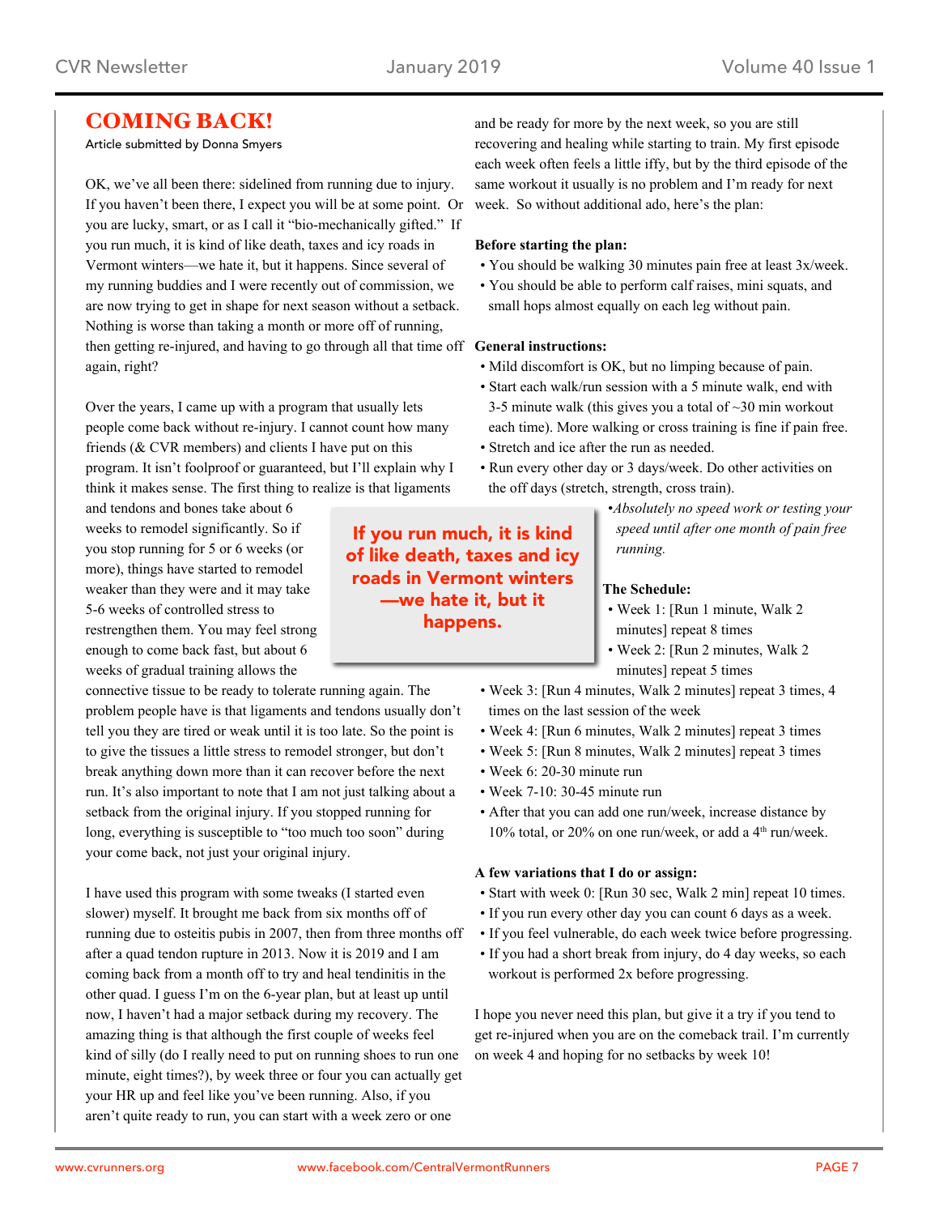# COMING BACK!

Article submitted by Donna Smyers

OK, we've all been there: sidelined from running due to injury. If you haven't been there, I expect you will be at some point. Or you are lucky, smart, or as I call it "bio-mechanically gifted." If you run much, it is kind of like death, taxes and icy roads in Vermont winters—we hate it, but it happens. Since several of my running buddies and I were recently out of commission, we are now trying to get in shape for next season without a setback. Nothing is worse than taking a month or more off of running, then getting re-injured, and having to go through all that time off again, right?

Over the years, I came up with a program that usually lets people come back without re-injury. I cannot count how many friends (& CVR members) and clients I have put on this program. It isn't foolproof or guaranteed, but I'll explain why I think it makes sense. The first thing to realize is that ligaments and tendons and bones take about 6 weeks to remodel significantly. So if you stop running for 5 or 6 weeks (or more), things have started to remodel weaker than they were and it may take 5-6 weeks of controlled stress to restrengthen them. You may feel strong enough to come back fast, but about 6 weeks of gradual training allows the connective tissue to be ready to tolerate running again. The problem people have is that ligaments and tendons usually don't tell you they are tired or weak until it is too late. So the point is to give the tissues a little stress to remodel stronger, but don't break anything down more than it can recover before the next run. It's also important to note that I am not just talking about a setback from the original injury. If you stopped running for long, everything is susceptible to "too much too soon" during your come back, not just your original injury.

> **If you run much, it is kind of like death, taxes and icy roads in Vermont winters—we hate it, but it happens.**

I have used this program with some tweaks (I started even slower) myself. It brought me back from six months off of running due to osteitis pubis in 2007, then from three months off after a quad tendon rupture in 2013. Now it is 2019 and I am coming back from a month off to try and heal tendinitis in the other quad. I guess I'm on the 6-year plan, but at least up until now, I haven't had a major setback during my recovery. The amazing thing is that although the first couple of weeks feel kind of silly (do I really need to put on running shoes to run one minute, eight times?), by week three or four you can actually get your HR up and feel like you've been running. Also, if you aren't quite ready to run, you can start with a week zero or one and be ready for more by the next week, so you are still recovering and healing while starting to train. My first episode each week often feels a little iffy, but by the third episode of the same workout it usually is no problem and I'm ready for next week. So without additional ado, here's the plan:

**Before starting the plan:**

- You should be walking 30 minutes pain free at least 3x/week.
- You should be able to perform calf raises, mini squats, and small hops almost equally on each leg without pain.

**General instructions:**

- Mild discomfort is OK, but no limping because of pain.
- Start each walk/run session with a 5 minute walk, end with 3-5 minute walk (this gives you a total of ~30 min workout each time). More walking or cross training is fine if pain free.
- Stretch and ice after the run as needed.
- Run every other day or 3 days/week. Do other activities on the off days (stretch, strength, cross train).
- *Absolutely no speed work or testing your speed until after one month of pain free running.*

**The Schedule:**

- Week 1: [Run 1 minute, Walk 2 minutes] repeat 8 times
- Week 2: [Run 2 minutes, Walk 2 minutes] repeat 5 times
- Week 3: [Run 4 minutes, Walk 2 minutes] repeat 3 times, 4 times on the last session of the week
- Week 4: [Run 6 minutes, Walk 2 minutes] repeat 3 times
- Week 5: [Run 8 minutes, Walk 2 minutes] repeat 3 times
- Week 6: 20-30 minute run
- Week 7-10: 30-45 minute run
- After that you can add one run/week, increase distance by 10% total, or 20% on one run/week, or add a 4th run/week.

**A few variations that I do or assign:**

- Start with week 0: [Run 30 sec, Walk 2 min] repeat 10 times.
- If you run every other day you can count 6 days as a week.
- If you feel vulnerable, do each week twice before progressing.
- If you had a short break from injury, do 4 day weeks, so each workout is performed 2x before progressing.

I hope you never need this plan, but give it a try if you tend to get re-injured when you are on the comeback trail. I'm currently on week 4 and hoping for no setbacks by week 10!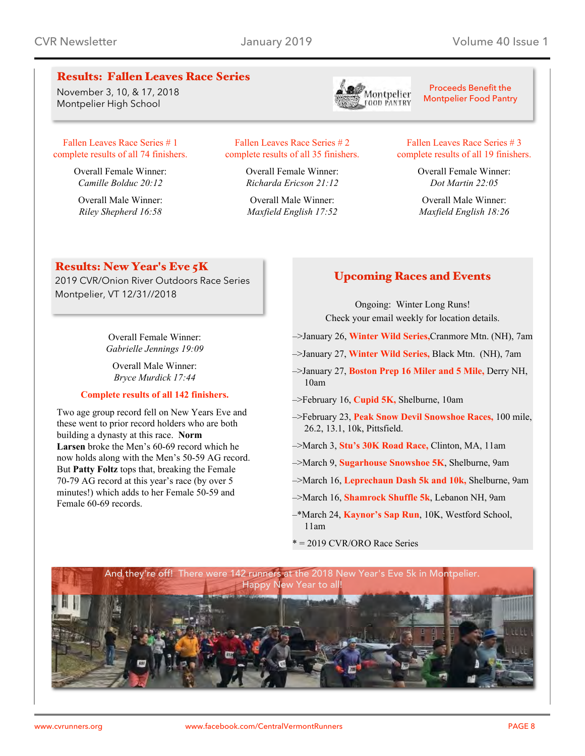## Results: Fallen Leaves Race Series

November 3, 10, & 17, 2018
Montpelier High School

Proceeds Benefit the Montpelier Food Pantry

Fallen Leaves Race Series # 1 complete results of all 74 finishers.

Overall Female Winner:
*Camille Bolduc 20:12*

Overall Male Winner:
*Riley Shepherd 16:58*

Fallen Leaves Race Series # 2 complete results of all 35 finishers.

Overall Female Winner:
*Richarda Ericson 21:12*

Overall Male Winner:
*Maxfield English 17:52*

Fallen Leaves Race Series # 3 complete results of all 19 finishers.

Overall Female Winner:
*Dot Martin 22:05*

Overall Male Winner:
*Maxfield English 18:26*

## Results: New Year's Eve 5K

2019 CVR/Onion River Outdoors Race Series
Montpelier, VT 12/31//2018

Overall Female Winner:
*Gabrielle Jennings 19:09*

Overall Male Winner:
*Bryce Murdick 17:44*

**Complete results of all 142 finishers.**

Two age group record fell on New Years Eve and these went to prior record holders who are both building a dynasty at this race. **Norm Larsen** broke the Men's 60-69 record which he now holds along with the Men's 50-59 AG record. But **Patty Foltz** tops that, breaking the Female 70-79 AG record at this year's race (by over 5 minutes!) which adds to her Female 50-59 and Female 60-69 records.

## Upcoming Races and Events

Ongoing: Winter Long Runs!
Check your email weekly for location details.

–>January 26, **Winter Wild Series,**Cranmore Mtn. (NH), 7am

–>January 27, **Winter Wild Series,** Black Mtn. (NH), 7am

–>January 27, **Boston Prep 16 Miler and 5 Mile,** Derry NH, 10am

–>February 16, **Cupid 5K,** Shelburne, 10am

–>February 23, **Peak Snow Devil Snowshoe Races,** 100 mile, 26.2, 13.1, 10k, Pittsfield.

–>March 3, **Stu's 30K Road Race,** Clinton, MA, 11am

–>March 9, **Sugarhouse Snowshoe 5K**, Shelburne, 9am

–>March 16, **Leprechaun Dash 5k and 10k,** Shelburne, 9am

–>March 16, **Shamrock Shuffle 5k**, Lebanon NH, 9am

–*March 24, **Kaynor's Sap Run**, 10K, Westford School, 11am

* = 2019 CVR/ORO Race Series

And they're off! There were 142 runners at the 2018 New Year's Eve 5k in Montpelier. Happy New Year to all!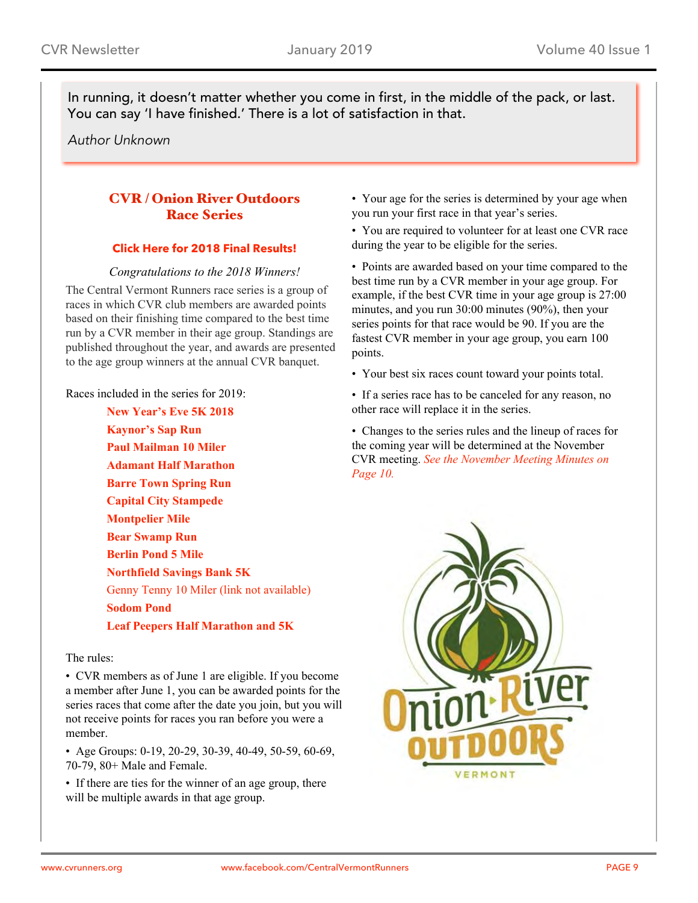> In running, it doesn't matter whether you come in first, in the middle of the pack, or last. You can say 'I have finished.' There is a lot of satisfaction in that.
>
> *Author Unknown*

## CVR / Onion River Outdoors Race Series

**Click Here for 2018 Final Results!**

*Congratulations to the 2018 Winners!*

The Central Vermont Runners race series is a group of races in which CVR club members are awarded points based on their finishing time compared to the best time run by a CVR member in their age group. Standings are published throughout the year, and awards are presented to the age group winners at the annual CVR banquet.

Races included in the series for 2019:

- **New Year's Eve 5K 2018**
- **Kaynor's Sap Run**
- **Paul Mailman 10 Miler**
- **Adamant Half Marathon**
- **Barre Town Spring Run**
- **Capital City Stampede**
- **Montpelier Mile**
- **Bear Swamp Run**
- **Berlin Pond 5 Mile**
- **Northfield Savings Bank 5K**
- Genny Tenny 10 Miler (link not available)
- **Sodom Pond**
- **Leaf Peepers Half Marathon and 5K**

The rules:

- CVR members as of June 1 are eligible. If you become a member after June 1, you can be awarded points for the series races that come after the date you join, but you will not receive points for races you ran before you were a member.
- Age Groups: 0-19, 20-29, 30-39, 40-49, 50-59, 60-69, 70-79, 80+ Male and Female.
- If there are ties for the winner of an age group, there will be multiple awards in that age group.
- Your age for the series is determined by your age when you run your first race in that year's series.
- You are required to volunteer for at least one CVR race during the year to be eligible for the series.
- Points are awarded based on your time compared to the best time run by a CVR member in your age group. For example, if the best CVR time in your age group is 27:00 minutes, and you run 30:00 minutes (90%), then your series points for that race would be 90. If you are the fastest CVR member in your age group, you earn 100 points.
- Your best six races count toward your points total.
- If a series race has to be canceled for any reason, no other race will replace it in the series.
- Changes to the series rules and the lineup of races for the coming year will be determined at the November CVR meeting. *See the November Meeting Minutes on Page 10.*

Onion River OUTDOORS VERMONT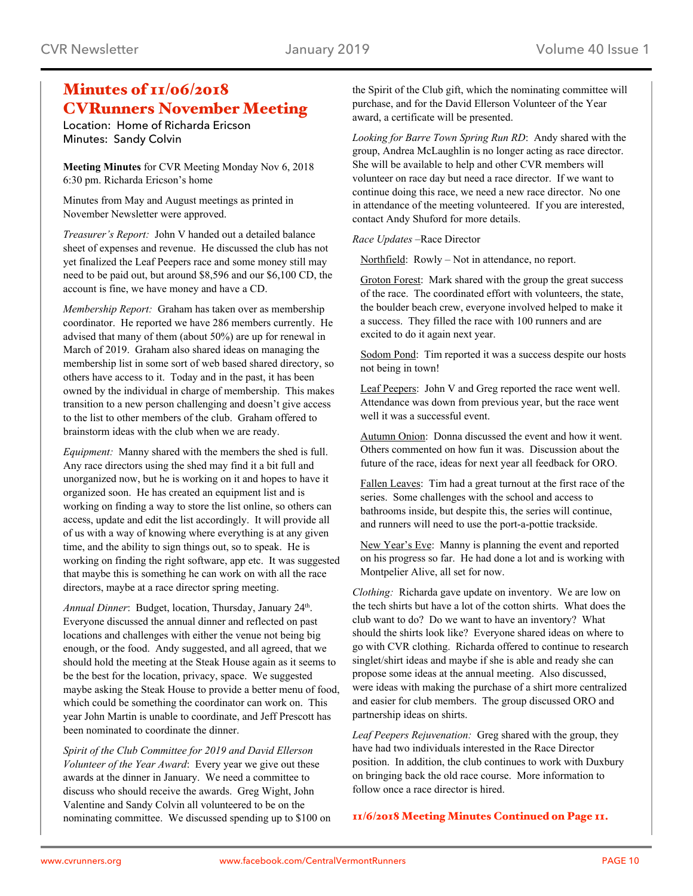# Minutes of 11/06/2018 CVRunners November Meeting

Location: Home of Richarda Ericson
Minutes: Sandy Colvin

**Meeting Minutes** for CVR Meeting Monday Nov 6, 2018 6:30 pm. Richarda Ericson's home

Minutes from May and August meetings as printed in November Newsletter were approved.

*Treasurer's Report:* John V handed out a detailed balance sheet of expenses and revenue. He discussed the club has not yet finalized the Leaf Peepers race and some money still may need to be paid out, but around $8,596 and our $6,100 CD, the account is fine, we have money and have a CD.

*Membership Report:* Graham has taken over as membership coordinator. He reported we have 286 members currently. He advised that many of them (about 50%) are up for renewal in March of 2019. Graham also shared ideas on managing the membership list in some sort of web based shared directory, so others have access to it. Today and in the past, it has been owned by the individual in charge of membership. This makes transition to a new person challenging and doesn't give access to the list to other members of the club. Graham offered to brainstorm ideas with the club when we are ready.

*Equipment:* Manny shared with the members the shed is full. Any race directors using the shed may find it a bit full and unorganized now, but he is working on it and hopes to have it organized soon. He has created an equipment list and is working on finding a way to store the list online, so others can access, update and edit the list accordingly. It will provide all of us with a way of knowing where everything is at any given time, and the ability to sign things out, so to speak. He is working on finding the right software, app etc. It was suggested that maybe this is something he can work on with all the race directors, maybe at a race director spring meeting.

*Annual Dinner*: Budget, location, Thursday, January 24th. Everyone discussed the annual dinner and reflected on past locations and challenges with either the venue not being big enough, or the food. Andy suggested, and all agreed, that we should hold the meeting at the Steak House again as it seems to be the best for the location, privacy, space. We suggested maybe asking the Steak House to provide a better menu of food, which could be something the coordinator can work on. This year John Martin is unable to coordinate, and Jeff Prescott has been nominated to coordinate the dinner.

*Spirit of the Club Committee for 2019 and David Ellerson Volunteer of the Year Award*: Every year we give out these awards at the dinner in January. We need a committee to discuss who should receive the awards. Greg Wight, John Valentine and Sandy Colvin all volunteered to be on the nominating committee. We discussed spending up to $100 on the Spirit of the Club gift, which the nominating committee will purchase, and for the David Ellerson Volunteer of the Year award, a certificate will be presented.

*Looking for Barre Town Spring Run RD*: Andy shared with the group, Andrea McLaughlin is no longer acting as race director. She will be available to help and other CVR members will volunteer on race day but need a race director. If we want to continue doing this race, we need a new race director. No one in attendance of the meeting volunteered. If you are interested, contact Andy Shuford for more details.

*Race Updates* –Race Director

Northfield: Rowly – Not in attendance, no report.

Groton Forest: Mark shared with the group the great success of the race. The coordinated effort with volunteers, the state, the boulder beach crew, everyone involved helped to make it a success. They filled the race with 100 runners and are excited to do it again next year.

Sodom Pond: Tim reported it was a success despite our hosts not being in town!

Leaf Peepers: John V and Greg reported the race went well. Attendance was down from previous year, but the race went well it was a successful event.

Autumn Onion: Donna discussed the event and how it went. Others commented on how fun it was. Discussion about the future of the race, ideas for next year all feedback for ORO.

Fallen Leaves: Tim had a great turnout at the first race of the series. Some challenges with the school and access to bathrooms inside, but despite this, the series will continue, and runners will need to use the port-a-pottie trackside.

New Year's Eve: Manny is planning the event and reported on his progress so far. He had done a lot and is working with Montpelier Alive, all set for now.

*Clothing:* Richarda gave update on inventory. We are low on the tech shirts but have a lot of the cotton shirts. What does the club want to do? Do we want to have an inventory? What should the shirts look like? Everyone shared ideas on where to go with CVR clothing. Richarda offered to continue to research singlet/shirt ideas and maybe if she is able and ready she can propose some ideas at the annual meeting. Also discussed, were ideas with making the purchase of a shirt more centralized and easier for club members. The group discussed ORO and partnership ideas on shirts.

*Leaf Peepers Rejuvenation:* Greg shared with the group, they have had two individuals interested in the Race Director position. In addition, the club continues to work with Duxbury on bringing back the old race course. More information to follow once a race director is hired.

**11/6/2018 Meeting Minutes Continued on Page 11.**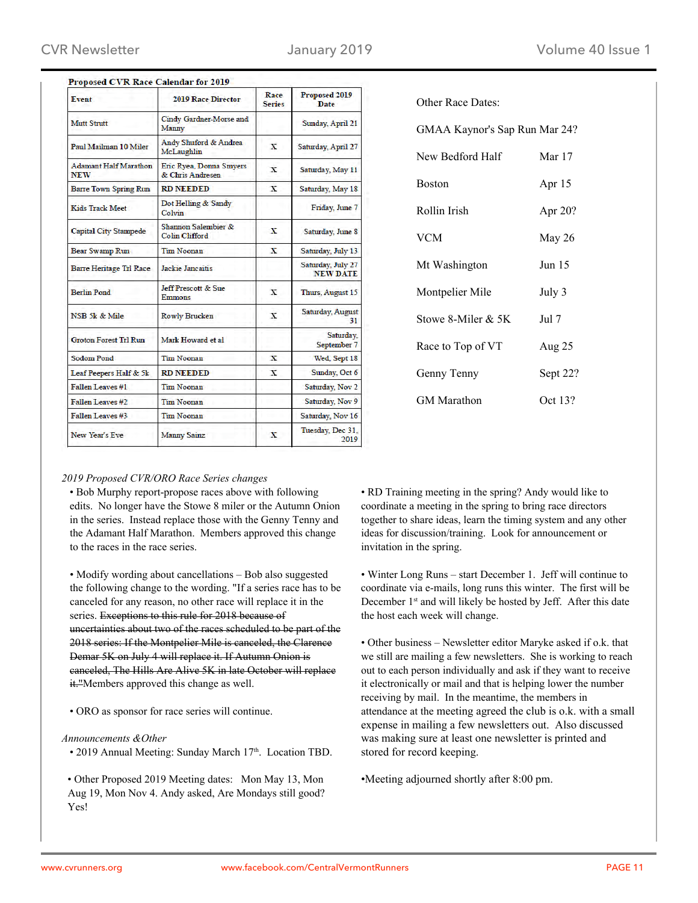**Proposed CVR Race Calendar for 2019**

| Event | 2019 Race Director | Race Series | Proposed 2019 Date |
|---|---|---|---|
| Mutt Strutt | Cindy Gardner-Morse and Manny | | Sunday, April 21 |
| Paul Mailman 10 Miler | Andy Shuford & Andrea McLaughlin | X | Saturday, April 27 |
| Adamant Half Marathon NEW | Eric Ryea, Donna Smyers & Chris Andresen | X | Saturday, May 11 |
| Barre Town Spring Run | RD NEEDED | X | Saturday, May 18 |
| Kids Track Meet | Dot Helling & Sandy Colvin | | Friday, June 7 |
| Capital City Stampede | Shannon Salembier & Colin Clifford | X | Saturday, June 8 |
| Bear Swamp Run | Tim Noonan | X | Saturday, July 13 |
| Barre Heritage Trl Race | Jackie Jancaitis | | Saturday, July 27 NEW DATE |
| Berlin Pond | Jeff Prescott & Sue Emmons | X | Thurs, August 15 |
| NSB 5k & Mile | Rowly Brucken | X | Saturday, August 31 |
| Groton Forest Trl Run | Mark Howard et al | | Saturday, September 7 |
| Sodom Pond | Tim Noonan | X | Wed, Sept 18 |
| Leaf Peepers Half & 5k | RD NEEDED | X | Sunday, Oct 6 |
| Fallen Leaves #1 | Tim Noonan | | Saturday, Nov 2 |
| Fallen Leaves #2 | Tim Noonan | | Saturday, Nov 9 |
| Fallen Leaves #3 | Tim Noonan | | Saturday, Nov 16 |
| New Year's Eve | Manny Sainz | X | Tuesday, Dec 31, 2019 |

Other Race Dates:

GMAA Kaynor's Sap Run Mar 24?

| | |
|---|---|
| New Bedford Half | Mar 17 |
| Boston | Apr 15 |
| Rollin Irish | Apr 20? |
| VCM | May 26 |
| Mt Washington | Jun 15 |
| Montpelier Mile | July 3 |
| Stowe 8-Miler & 5K | Jul 7 |
| Race to Top of VT | Aug 25 |
| Genny Tenny | Sept 22? |
| GM Marathon | Oct 13? |

*2019 Proposed CVR/ORO Race Series changes*

- Bob Murphy report-propose races above with following edits. No longer have the Stowe 8 miler or the Autumn Onion in the series. Instead replace those with the Genny Tenny and the Adamant Half Marathon. Members approved this change to the races in the race series.

- Modify wording about cancellations – Bob also suggested the following change to the wording. "If a series race has to be canceled for any reason, no other race will replace it in the series. ~~Exceptions to this rule for 2018 because of uncertainties about two of the races scheduled to be part of the 2018 series: If the Montpelier Mile is canceled, the Clarence Demar 5K on July 4 will replace it. If Autumn Onion is canceled, The Hills Are Alive 5K in late October will replace it.~~"Members approved this change as well.

- ORO as sponsor for race series will continue.

*Announcements &Other*

- 2019 Annual Meeting: Sunday March 17th. Location TBD.

- Other Proposed 2019 Meeting dates: Mon May 13, Mon Aug 19, Mon Nov 4. Andy asked, Are Mondays still good? Yes!

- RD Training meeting in the spring? Andy would like to coordinate a meeting in the spring to bring race directors together to share ideas, learn the timing system and any other ideas for discussion/training. Look for announcement or invitation in the spring.

- Winter Long Runs – start December 1. Jeff will continue to coordinate via e-mails, long runs this winter. The first will be December 1st and will likely be hosted by Jeff. After this date the host each week will change.

- Other business – Newsletter editor Maryke asked if o.k. that we still are mailing a few newsletters. She is working to reach out to each person individually and ask if they want to receive it electronically or mail and that is helping lower the number receiving by mail. In the meantime, the members in attendance at the meeting agreed the club is o.k. with a small expense in mailing a few newsletters out. Also discussed was making sure at least one newsletter is printed and stored for record keeping.

- Meeting adjourned shortly after 8:00 pm.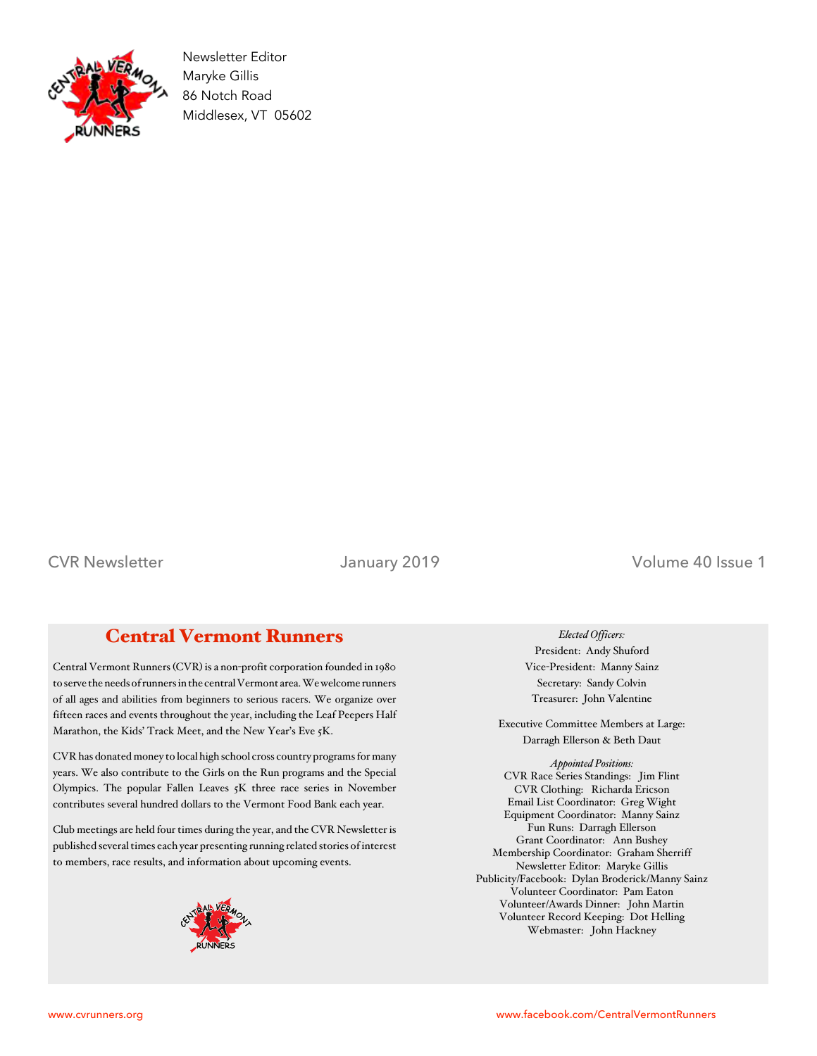Newsletter Editor
Maryke Gillis
86 Notch Road
Middlesex, VT 05602

CVR Newsletter | January 2019 | Volume 40 Issue 1

## Central Vermont Runners

Central Vermont Runners (CVR) is a non-profit corporation founded in 1980 to serve the needs of runners in the central Vermont area. We welcome runners of all ages and abilities from beginners to serious racers. We organize over fifteen races and events throughout the year, including the Leaf Peepers Half Marathon, the Kids' Track Meet, and the New Year's Eve 5K.

CVR has donated money to local high school cross country programs for many years. We also contribute to the Girls on the Run programs and the Special Olympics. The popular Fallen Leaves 5K three race series in November contributes several hundred dollars to the Vermont Food Bank each year.

Club meetings are held four times during the year, and the CVR Newsletter is published several times each year presenting running related stories of interest to members, race results, and information about upcoming events.

*Elected Officers:*

President: Andy Shuford
Vice-President: Manny Sainz
Secretary: Sandy Colvin
Treasurer: John Valentine

Executive Committee Members at Large:
Darragh Ellerson & Beth Daut

*Appointed Positions:*

CVR Race Series Standings: Jim Flint
CVR Clothing: Richarda Ericson
Email List Coordinator: Greg Wight
Equipment Coordinator: Manny Sainz
Fun Runs: Darragh Ellerson
Grant Coordinator: Ann Bushey
Membership Coordinator: Graham Sherriff
Newsletter Editor: Maryke Gillis
Publicity/Facebook: Dylan Broderick/Manny Sainz
Volunteer Coordinator: Pam Eaton
Volunteer/Awards Dinner: John Martin
Volunteer Record Keeping: Dot Helling
Webmaster: John Hackney

www.cvrunners.org | www.facebook.com/CentralVermontRunners